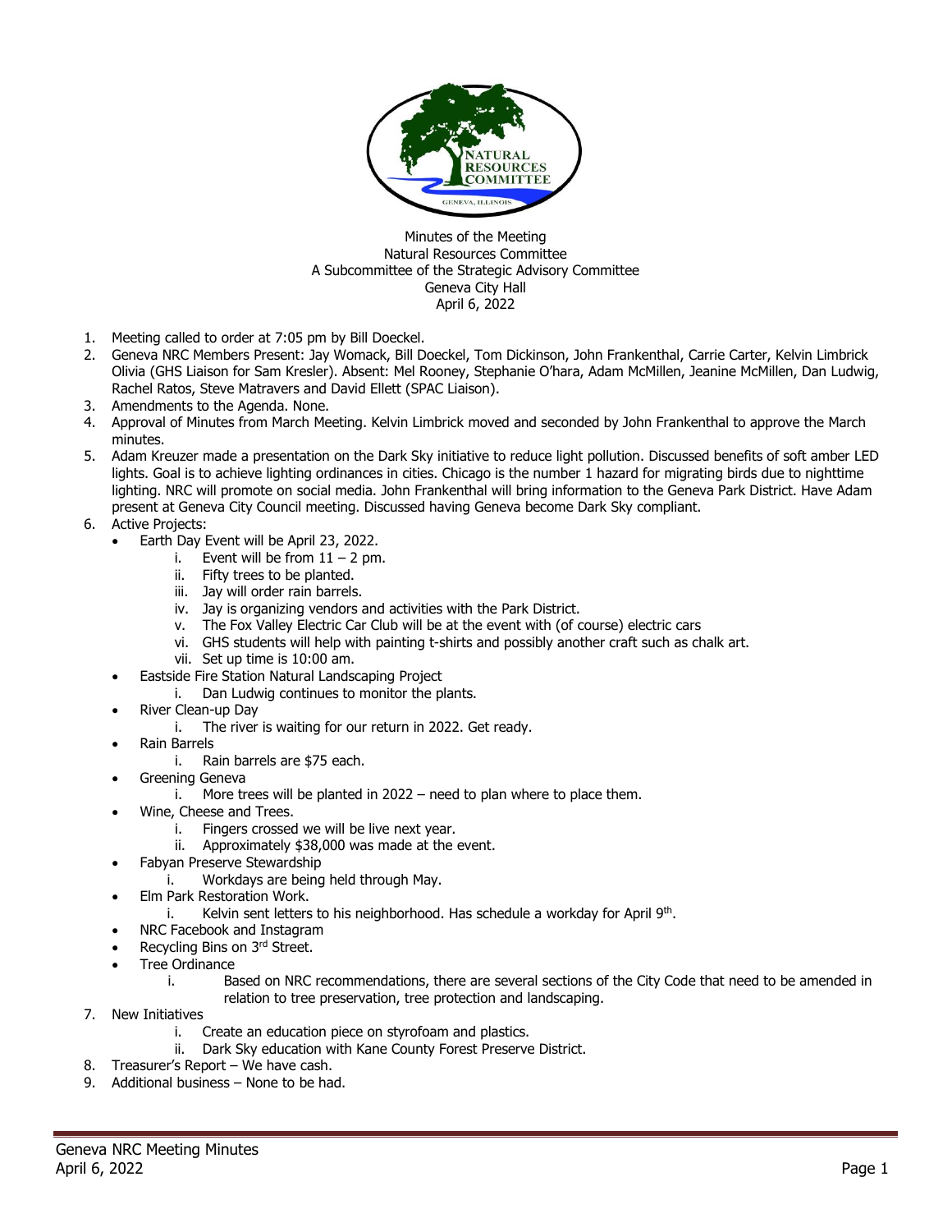Minutes of the Meeting
Natural Resources Committee
A Subcommittee of the Strategic Advisory Committee
Geneva City Hall
April 6, 2022

1. Meeting called to order at 7:05 pm by Bill Doeckel.
2. Geneva NRC Members Present: Jay Womack, Bill Doeckel, Tom Dickinson, John Frankenthal, Carrie Carter, Kelvin Limbrick Olivia (GHS Liaison for Sam Kresler). Absent: Mel Rooney, Stephanie O'hara, Adam McMillen, Jeanine McMillen, Dan Ludwig, Rachel Ratos, Steve Matravers and David Ellett (SPAC Liaison).
3. Amendments to the Agenda. None.
4. Approval of Minutes from March Meeting. Kelvin Limbrick moved and seconded by John Frankenthal to approve the March minutes.
5. Adam Kreuzer made a presentation on the Dark Sky initiative to reduce light pollution. Discussed benefits of soft amber LED lights. Goal is to achieve lighting ordinances in cities. Chicago is the number 1 hazard for migrating birds due to nighttime lighting. NRC will promote on social media. John Frankenthal will bring information to the Geneva Park District. Have Adam present at Geneva City Council meeting. Discussed having Geneva become Dark Sky compliant.
6. Active Projects:
   - Earth Day Event will be April 23, 2022.
     - i. Event will be from 11 – 2 pm.
     - ii. Fifty trees to be planted.
     - iii. Jay will order rain barrels.
     - iv. Jay is organizing vendors and activities with the Park District.
     - v. The Fox Valley Electric Car Club will be at the event with (of course) electric cars
     - vi. GHS students will help with painting t-shirts and possibly another craft such as chalk art.
     - vii. Set up time is 10:00 am.
   - Eastside Fire Station Natural Landscaping Project
     - i. Dan Ludwig continues to monitor the plants.
   - River Clean-up Day
     - i. The river is waiting for our return in 2022. Get ready.
   - Rain Barrels
     - i. Rain barrels are $75 each.
   - Greening Geneva
     - i. More trees will be planted in 2022 – need to plan where to place them.
   - Wine, Cheese and Trees.
     - i. Fingers crossed we will be live next year.
     - ii. Approximately $38,000 was made at the event.
   - Fabyan Preserve Stewardship
     - i. Workdays are being held through May.
   - Elm Park Restoration Work.
     - i. Kelvin sent letters to his neighborhood. Has schedule a workday for April 9th.
   - NRC Facebook and Instagram
   - Recycling Bins on 3rd Street.
   - Tree Ordinance
     - i. Based on NRC recommendations, there are several sections of the City Code that need to be amended in relation to tree preservation, tree protection and landscaping.
7. New Initiatives
   - i. Create an education piece on styrofoam and plastics.
   - ii. Dark Sky education with Kane County Forest Preserve District.
8. Treasurer's Report – We have cash.
9. Additional business – None to be had.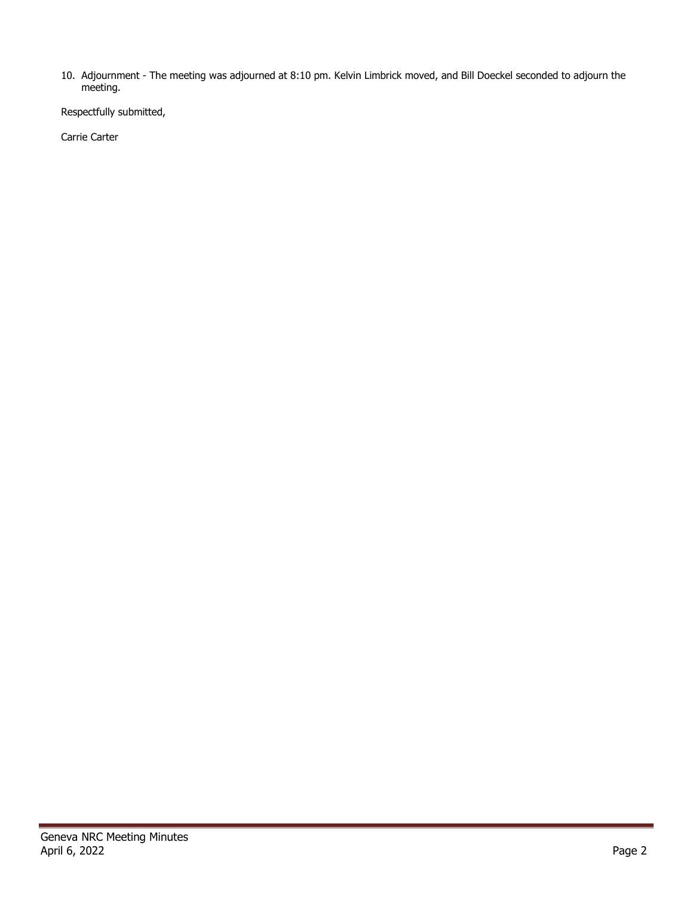10. Adjournment - The meeting was adjourned at 8:10 pm. Kelvin Limbrick moved, and Bill Doeckel seconded to adjourn the meeting.

Respectfully submitted,

Carrie Carter